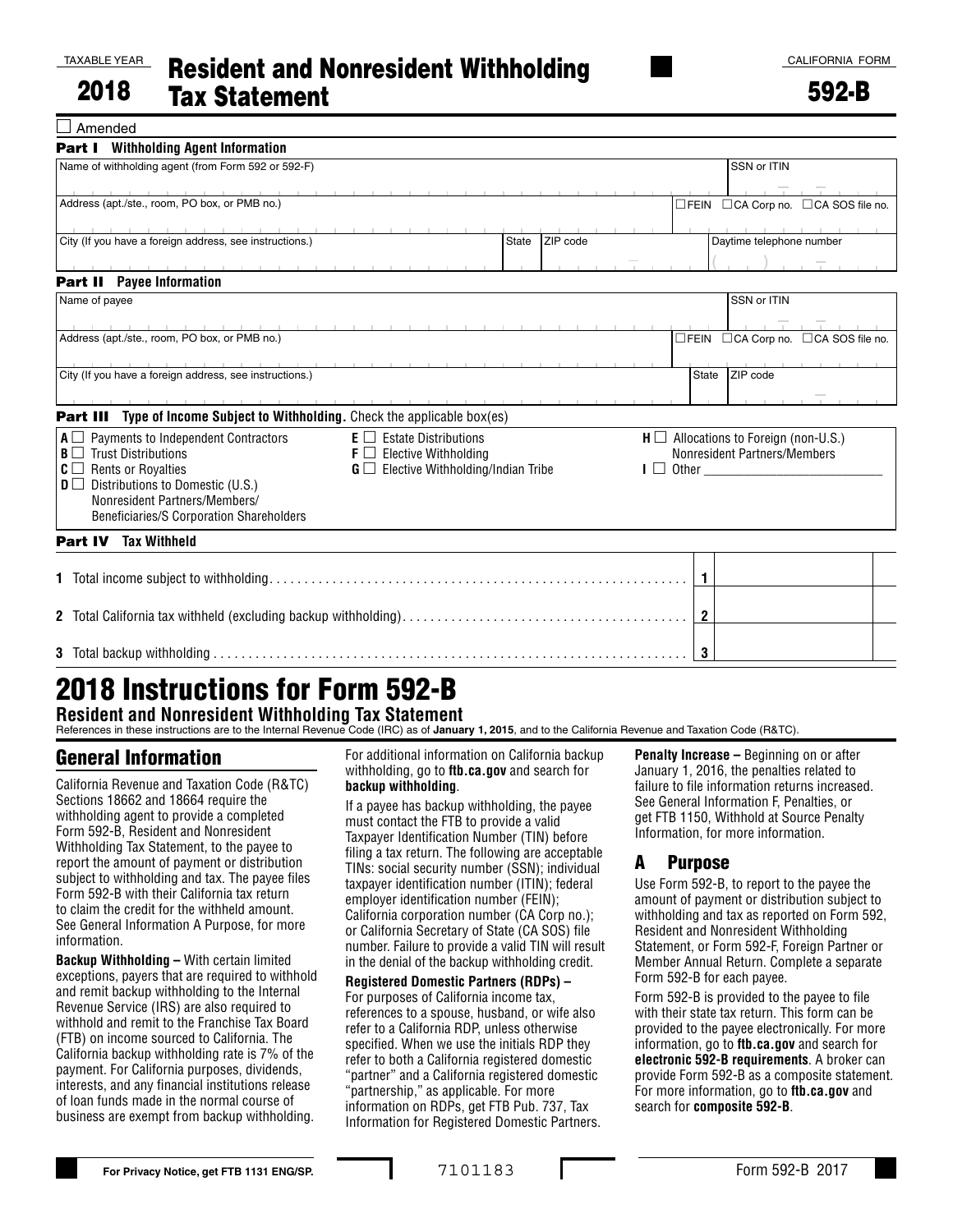TAXABLE YEAR

**2018**

# Resident and Nonresident Withholding Tax Statement

CALIFORNIA FORM

**592-B**

☐ Amended

**Part I Withholding Agent Information**

| Name of withholding agent (from Form 592 or 592-F) | | | SSN or ITIN |
|---|---|---|---|
| Address (apt./ste., room, PO box, or PMB no.) | | | ☐FEIN ☐CA Corp no. ☐CA SOS file no. |
| City (If you have a foreign address, see instructions.) | State | ZIP code | Daytime telephone number |

**Part II Payee Information**

| Name of payee | | SSN or ITIN |
|---|---|---|
| Address (apt./ste., room, PO box, or PMB no.) | | ☐FEIN ☐CA Corp no. ☐CA SOS file no. |
| City (If you have a foreign address, see instructions.) | State | ZIP code |

**Part III Type of Income Subject to Withholding.** Check the applicable box(es)

- **A** ☐ Payments to Independent Contractors
- **B** ☐ Trust Distributions
- **C** ☐ Rents or Royalties
- **D** ☐ Distributions to Domestic (U.S.) Nonresident Partners/Members/ Beneficiaries/S Corporation Shareholders
- **E** ☐ Estate Distributions
- **F** ☐ Elective Withholding
- **G** ☐ Elective Withholding/Indian Tribe
- **H** ☐ Allocations to Foreign (non-U.S.) Nonresident Partners/Members
- **I** ☐ Other ____________________

**Part IV Tax Withheld**

| | | |
|---|---|---|
| **1** Total income subject to withholding | **1** | |
| **2** Total California tax withheld (excluding backup withholding) | **2** | |
| **3** Total backup withholding | **3** | |

# 2018 Instructions for Form 592-B

**Resident and Nonresident Withholding Tax Statement**

References in these instructions are to the Internal Revenue Code (IRC) as of **January 1, 2015**, and to the California Revenue and Taxation Code (R&TC).

## General Information

California Revenue and Taxation Code (R&TC) Sections 18662 and 18664 require the withholding agent to provide a completed Form 592-B, Resident and Nonresident Withholding Tax Statement, to the payee to report the amount of payment or distribution subject to withholding and tax. The payee files Form 592-B with their California tax return to claim the credit for the withheld amount. See General Information A Purpose, for more information.

**Backup Withholding –** With certain limited exceptions, payers that are required to withhold and remit backup withholding to the Internal Revenue Service (IRS) are also required to withhold and remit to the Franchise Tax Board (FTB) on income sourced to California. The California backup withholding rate is 7% of the payment. For California purposes, dividends, interests, and any financial institutions release of loan funds made in the normal course of business are exempt from backup withholding. For additional information on California backup withholding, go to **ftb.ca.gov** and search for **backup withholding**.

If a payee has backup withholding, the payee must contact the FTB to provide a valid Taxpayer Identification Number (TIN) before filing a tax return. The following are acceptable TINs: social security number (SSN); individual taxpayer identification number (ITIN); federal employer identification number (FEIN); California corporation number (CA Corp no.); or California Secretary of State (CA SOS) file number. Failure to provide a valid TIN will result in the denial of the backup withholding credit.

**Registered Domestic Partners (RDPs) –** For purposes of California income tax, references to a spouse, husband, or wife also refer to a California RDP, unless otherwise specified. When we use the initials RDP they refer to both a California registered domestic "partner" and a California registered domestic "partnership," as applicable. For more information on RDPs, get FTB Pub. 737, Tax Information for Registered Domestic Partners.

**Penalty Increase –** Beginning on or after January 1, 2016, the penalties related to failure to file information returns increased. See General Information F, Penalties, or get FTB 1150, Withhold at Source Penalty Information, for more information.

## A Purpose

Use Form 592-B, to report to the payee the amount of payment or distribution subject to withholding and tax as reported on Form 592, Resident and Nonresident Withholding Statement, or Form 592-F, Foreign Partner or Member Annual Return. Complete a separate Form 592-B for each payee.

Form 592-B is provided to the payee to file with their state tax return. This form can be provided to the payee electronically. For more information, go to **ftb.ca.gov** and search for **electronic 592-B requirements**. A broker can provide Form 592-B as a composite statement. For more information, go to **ftb.ca.gov** and search for **composite 592-B**.

**For Privacy Notice, get FTB 1131 ENG/SP.**

7101183

Form 592-B 2017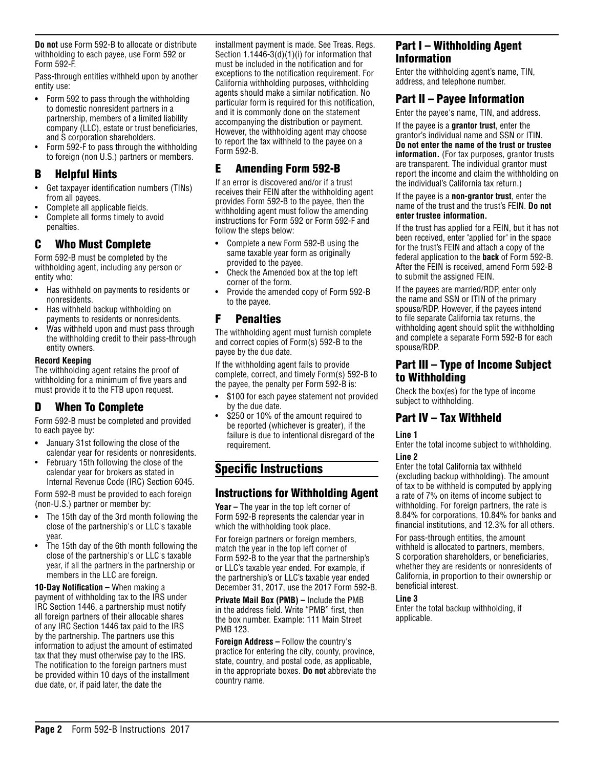**Do not** use Form 592-B to allocate or distribute withholding to each payee, use Form 592 or Form 592-F.

Pass-through entities withheld upon by another entity use:

- Form 592 to pass through the withholding to domestic nonresident partners in a partnership, members of a limited liability company (LLC), estate or trust beneficiaries, and S corporation shareholders.
- Form 592-F to pass through the withholding to foreign (non U.S.) partners or members.

## B Helpful Hints

- Get taxpayer identification numbers (TINs) from all payees.
- Complete all applicable fields.
- Complete all forms timely to avoid penalties.

## C Who Must Complete

Form 592-B must be completed by the withholding agent, including any person or entity who:

- Has withheld on payments to residents or nonresidents.
- Has withheld backup withholding on payments to residents or nonresidents.
- Was withheld upon and must pass through the withholding credit to their pass-through entity owners.

**Record Keeping**
The withholding agent retains the proof of withholding for a minimum of five years and must provide it to the FTB upon request.

## D When To Complete

Form 592-B must be completed and provided to each payee by:

- January 31st following the close of the calendar year for residents or nonresidents.
- February 15th following the close of the calendar year for brokers as stated in Internal Revenue Code (IRC) Section 6045.

Form 592-B must be provided to each foreign (non-U.S.) partner or member by:

- The 15th day of the 3rd month following the close of the partnership's or LLC's taxable year.
- The 15th day of the 6th month following the close of the partnership's or LLC's taxable year, if all the partners in the partnership or members in the LLC are foreign.

**10-Day Notification –** When making a payment of withholding tax to the IRS under IRC Section 1446, a partnership must notify all foreign partners of their allocable shares of any IRC Section 1446 tax paid to the IRS by the partnership. The partners use this information to adjust the amount of estimated tax that they must otherwise pay to the IRS. The notification to the foreign partners must be provided within 10 days of the installment due date, or, if paid later, the date the installment payment is made. See Treas. Regs. Section 1.1446-3(d)(1)(i) for information that must be included in the notification and for exceptions to the notification requirement. For California withholding purposes, withholding agents should make a similar notification. No particular form is required for this notification, and it is commonly done on the statement accompanying the distribution or payment. However, the withholding agent may choose to report the tax withheld to the payee on a Form 592-B.

## E Amending Form 592-B

If an error is discovered and/or if a trust receives their FEIN after the withholding agent provides Form 592-B to the payee, then the withholding agent must follow the amending instructions for Form 592 or Form 592-F and follow the steps below:

- Complete a new Form 592-B using the same taxable year form as originally provided to the payee.
- Check the Amended box at the top left corner of the form.
- Provide the amended copy of Form 592-B to the payee.

## F Penalties

The withholding agent must furnish complete and correct copies of Form(s) 592-B to the payee by the due date.

If the withholding agent fails to provide complete, correct, and timely Form(s) 592-B to the payee, the penalty per Form 592-B is:

- $100 for each payee statement not provided by the due date.
- $250 or 10% of the amount required to be reported (whichever is greater), if the failure is due to intentional disregard of the requirement.

# Specific Instructions

## Instructions for Withholding Agent

**Year –** The year in the top left corner of Form 592-B represents the calendar year in which the withholding took place.

For foreign partners or foreign members, match the year in the top left corner of Form 592-B to the year that the partnership's or LLC's taxable year ended. For example, if the partnership's or LLC's taxable year ended December 31, 2017, use the 2017 Form 592-B.

**Private Mail Box (PMB) –** Include the PMB in the address field. Write "PMB" first, then the box number. Example: 111 Main Street PMB 123.

**Foreign Address –** Follow the country's practice for entering the city, county, province, state, country, and postal code, as applicable, in the appropriate boxes. **Do not** abbreviate the country name.

## Part I – Withholding Agent Information

Enter the withholding agent's name, TIN, address, and telephone number.

## Part II – Payee Information

Enter the payee's name, TIN, and address.

If the payee is a **grantor trust**, enter the grantor's individual name and SSN or ITIN. **Do not enter the name of the trust or trustee information.** (For tax purposes, grantor trusts are transparent. The individual grantor must report the income and claim the withholding on the individual's California tax return.)

If the payee is a **non-grantor trust**, enter the name of the trust and the trust's FEIN. **Do not enter trustee information.**

If the trust has applied for a FEIN, but it has not been received, enter "applied for" in the space for the trust's FEIN and attach a copy of the federal application to the **back** of Form 592-B. After the FEIN is received, amend Form 592-B to submit the assigned FEIN.

If the payees are married/RDP, enter only the name and SSN or ITIN of the primary spouse/RDP. However, if the payees intend to file separate California tax returns, the withholding agent should split the withholding and complete a separate Form 592-B for each spouse/RDP.

## Part III – Type of Income Subject to Withholding

Check the box(es) for the type of income subject to withholding.

## Part IV – Tax Withheld

**Line 1**
Enter the total income subject to withholding.

**Line 2**
Enter the total California tax withheld (excluding backup withholding). The amount of tax to be withheld is computed by applying a rate of 7% on items of income subject to withholding. For foreign partners, the rate is 8.84% for corporations, 10.84% for banks and financial institutions, and 12.3% for all others.

For pass-through entities, the amount withheld is allocated to partners, members, S corporation shareholders, or beneficiaries, whether they are residents or nonresidents of California, in proportion to their ownership or beneficial interest.

**Line 3**
Enter the total backup withholding, if applicable.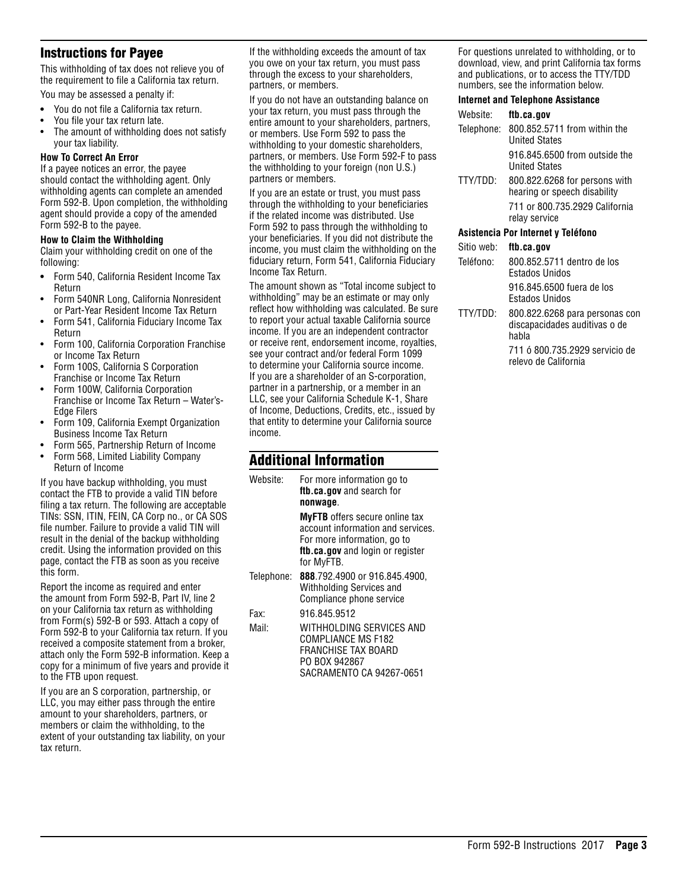## Instructions for Payee

This withholding of tax does not relieve you of the requirement to file a California tax return.

You may be assessed a penalty if:

- You do not file a California tax return.
- You file your tax return late.
- The amount of withholding does not satisfy your tax liability.

**How To Correct An Error**

If a payee notices an error, the payee should contact the withholding agent. Only withholding agents can complete an amended Form 592-B. Upon completion, the withholding agent should provide a copy of the amended Form 592-B to the payee.

**How to Claim the Withholding**

Claim your withholding credit on one of the following:

- Form 540, California Resident Income Tax Return
- Form 540NR Long, California Nonresident or Part-Year Resident Income Tax Return
- Form 541, California Fiduciary Income Tax Return
- Form 100, California Corporation Franchise or Income Tax Return
- Form 100S, California S Corporation Franchise or Income Tax Return
- Form 100W, California Corporation Franchise or Income Tax Return – Water's-Edge Filers
- Form 109, California Exempt Organization Business Income Tax Return
- Form 565, Partnership Return of Income
- Form 568, Limited Liability Company Return of Income

If you have backup withholding, you must contact the FTB to provide a valid TIN before filing a tax return. The following are acceptable TINs: SSN, ITIN, FEIN, CA Corp no., or CA SOS file number. Failure to provide a valid TIN will result in the denial of the backup withholding credit. Using the information provided on this page, contact the FTB as soon as you receive this form.

Report the income as required and enter the amount from Form 592-B, Part IV, line 2 on your California tax return as withholding from Form(s) 592-B or 593. Attach a copy of Form 592-B to your California tax return. If you received a composite statement from a broker, attach only the Form 592-B information. Keep a copy for a minimum of five years and provide it to the FTB upon request.

If you are an S corporation, partnership, or LLC, you may either pass through the entire amount to your shareholders, partners, or members or claim the withholding, to the extent of your outstanding tax liability, on your tax return.

If the withholding exceeds the amount of tax you owe on your tax return, you must pass through the excess to your shareholders, partners, or members.

If you do not have an outstanding balance on your tax return, you must pass through the entire amount to your shareholders, partners, or members. Use Form 592 to pass the withholding to your domestic shareholders, partners, or members. Use Form 592-F to pass the withholding to your foreign (non U.S.) partners or members.

If you are an estate or trust, you must pass through the withholding to your beneficiaries if the related income was distributed. Use Form 592 to pass through the withholding to your beneficiaries. If you did not distribute the income, you must claim the withholding on the fiduciary return, Form 541, California Fiduciary Income Tax Return.

The amount shown as "Total income subject to withholding" may be an estimate or may only reflect how withholding was calculated. Be sure to report your actual taxable California source income. If you are an independent contractor or receive rent, endorsement income, royalties, see your contract and/or federal Form 1099 to determine your California source income. If you are a shareholder of an S-corporation, partner in a partnership, or a member in an LLC, see your California Schedule K-1, Share of Income, Deductions, Credits, etc., issued by that entity to determine your California source income.

## Additional Information

Website: For more information go to **ftb.ca.gov** and search for **nonwage**.

**MyFTB** offers secure online tax account information and services. For more information, go to **ftb.ca.gov** and login or register for MyFTB.

Telephone: **888**.792.4900 or 916.845.4900, Withholding Services and Compliance phone service

Fax: 916.845.9512

Mail: WITHHOLDING SERVICES AND COMPLIANCE MS F182
FRANCHISE TAX BOARD
PO BOX 942867
SACRAMENTO CA 94267-0651

For questions unrelated to withholding, or to download, view, and print California tax forms and publications, or to access the TTY/TDD numbers, see the information below.

**Internet and Telephone Assistance**

Website: **ftb.ca.gov**

Telephone: 800.852.5711 from within the United States
916.845.6500 from outside the United States

TTY/TDD: 800.822.6268 for persons with hearing or speech disability
711 or 800.735.2929 California relay service

**Asistencia Por Internet y Teléfono**

Sitio web: **ftb.ca.gov**

Teléfono: 800.852.5711 dentro de los Estados Unidos
916.845.6500 fuera de los Estados Unidos

TTY/TDD: 800.822.6268 para personas con discapacidades auditivas o de habla
711 ó 800.735.2929 servicio de relevo de California